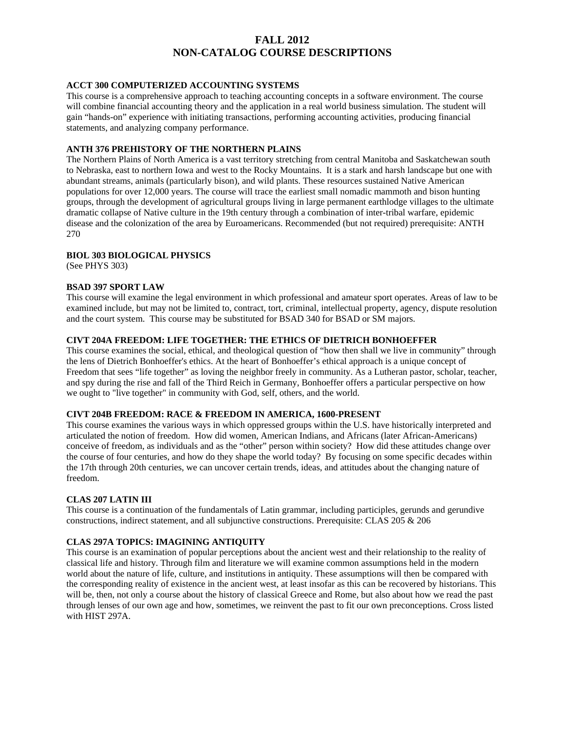# FALL 2012
# NON-CATALOG COURSE DESCRIPTIONS

### ACCT 300 COMPUTERIZED ACCOUNTING SYSTEMS

This course is a comprehensive approach to teaching accounting concepts in a software environment. The course will combine financial accounting theory and the application in a real world business simulation. The student will gain "hands-on" experience with initiating transactions, performing accounting activities, producing financial statements, and analyzing company performance.

### ANTH 376 PREHISTORY OF THE NORTHERN PLAINS

The Northern Plains of North America is a vast territory stretching from central Manitoba and Saskatchewan south to Nebraska, east to northern Iowa and west to the Rocky Mountains. It is a stark and harsh landscape but one with abundant streams, animals (particularly bison), and wild plants. These resources sustained Native American populations for over 12,000 years. The course will trace the earliest small nomadic mammoth and bison hunting groups, through the development of agricultural groups living in large permanent earthlodge villages to the ultimate dramatic collapse of Native culture in the 19th century through a combination of inter-tribal warfare, epidemic disease and the colonization of the area by Euroamericans. Recommended (but not required) prerequisite: ANTH 270

### BIOL 303 BIOLOGICAL PHYSICS

(See PHYS 303)

### BSAD 397 SPORT LAW

This course will examine the legal environment in which professional and amateur sport operates. Areas of law to be examined include, but may not be limited to, contract, tort, criminal, intellectual property, agency, dispute resolution and the court system. This course may be substituted for BSAD 340 for BSAD or SM majors.

### CIVT 204A FREEDOM: LIFE TOGETHER: THE ETHICS OF DIETRICH BONHOEFFER

This course examines the social, ethical, and theological question of "how then shall we live in community" through the lens of Dietrich Bonhoeffer's ethics. At the heart of Bonhoeffer's ethical approach is a unique concept of Freedom that sees "life together" as loving the neighbor freely in community. As a Lutheran pastor, scholar, teacher, and spy during the rise and fall of the Third Reich in Germany, Bonhoeffer offers a particular perspective on how we ought to "live together" in community with God, self, others, and the world.

### CIVT 204B FREEDOM: RACE & FREEDOM IN AMERICA, 1600-PRESENT

This course examines the various ways in which oppressed groups within the U.S. have historically interpreted and articulated the notion of freedom. How did women, American Indians, and Africans (later African-Americans) conceive of freedom, as individuals and as the "other" person within society? How did these attitudes change over the course of four centuries, and how do they shape the world today? By focusing on some specific decades within the 17th through 20th centuries, we can uncover certain trends, ideas, and attitudes about the changing nature of freedom.

### CLAS 207 LATIN III

This course is a continuation of the fundamentals of Latin grammar, including participles, gerunds and gerundive constructions, indirect statement, and all subjunctive constructions. Prerequisite: CLAS 205 & 206

### CLAS 297A TOPICS: IMAGINING ANTIQUITY

This course is an examination of popular perceptions about the ancient west and their relationship to the reality of classical life and history. Through film and literature we will examine common assumptions held in the modern world about the nature of life, culture, and institutions in antiquity. These assumptions will then be compared with the corresponding reality of existence in the ancient west, at least insofar as this can be recovered by historians. This will be, then, not only a course about the history of classical Greece and Rome, but also about how we read the past through lenses of our own age and how, sometimes, we reinvent the past to fit our own preconceptions. Cross listed with HIST 297A.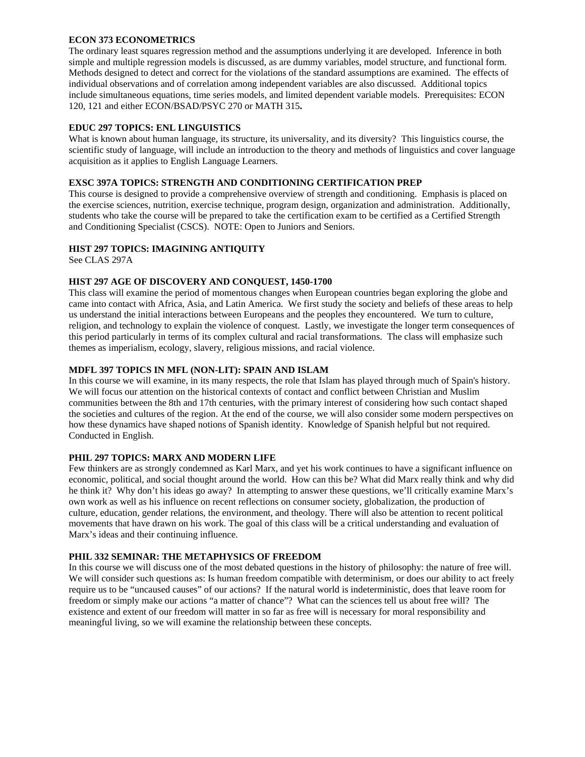**ECON 373 ECONOMETRICS**
The ordinary least squares regression method and the assumptions underlying it are developed. Inference in both simple and multiple regression models is discussed, as are dummy variables, model structure, and functional form. Methods designed to detect and correct for the violations of the standard assumptions are examined. The effects of individual observations and of correlation among independent variables are also discussed. Additional topics include simultaneous equations, time series models, and limited dependent variable models. Prerequisites: ECON 120, 121 and either ECON/BSAD/PSYC 270 or MATH 315**.**

**EDUC 297 TOPICS: ENL LINGUISTICS**
What is known about human language, its structure, its universality, and its diversity? This linguistics course, the scientific study of language, will include an introduction to the theory and methods of linguistics and cover language acquisition as it applies to English Language Learners.

**EXSC 397A TOPICS: STRENGTH AND CONDITIONING CERTIFICATION PREP**
This course is designed to provide a comprehensive overview of strength and conditioning. Emphasis is placed on the exercise sciences, nutrition, exercise technique, program design, organization and administration. Additionally, students who take the course will be prepared to take the certification exam to be certified as a Certified Strength and Conditioning Specialist (CSCS). NOTE: Open to Juniors and Seniors.

**HIST 297 TOPICS: IMAGINING ANTIQUITY**
See CLAS 297A

**HIST 297 AGE OF DISCOVERY AND CONQUEST, 1450-1700**
This class will examine the period of momentous changes when European countries began exploring the globe and came into contact with Africa, Asia, and Latin America. We first study the society and beliefs of these areas to help us understand the initial interactions between Europeans and the peoples they encountered. We turn to culture, religion, and technology to explain the violence of conquest. Lastly, we investigate the longer term consequences of this period particularly in terms of its complex cultural and racial transformations. The class will emphasize such themes as imperialism, ecology, slavery, religious missions, and racial violence.

**MDFL 397 TOPICS IN MFL (NON-LIT): SPAIN AND ISLAM**
In this course we will examine, in its many respects, the role that Islam has played through much of Spain's history. We will focus our attention on the historical contexts of contact and conflict between Christian and Muslim communities between the 8th and 17th centuries, with the primary interest of considering how such contact shaped the societies and cultures of the region. At the end of the course, we will also consider some modern perspectives on how these dynamics have shaped notions of Spanish identity. Knowledge of Spanish helpful but not required. Conducted in English.

**PHIL 297 TOPICS: MARX AND MODERN LIFE**
Few thinkers are as strongly condemned as Karl Marx, and yet his work continues to have a significant influence on economic, political, and social thought around the world. How can this be? What did Marx really think and why did he think it? Why don't his ideas go away? In attempting to answer these questions, we'll critically examine Marx's own work as well as his influence on recent reflections on consumer society, globalization, the production of culture, education, gender relations, the environment, and theology. There will also be attention to recent political movements that have drawn on his work. The goal of this class will be a critical understanding and evaluation of Marx's ideas and their continuing influence.

**PHIL 332 SEMINAR: THE METAPHYSICS OF FREEDOM**
In this course we will discuss one of the most debated questions in the history of philosophy: the nature of free will. We will consider such questions as: Is human freedom compatible with determinism, or does our ability to act freely require us to be "uncaused causes" of our actions? If the natural world is indeterministic, does that leave room for freedom or simply make our actions "a matter of chance"? What can the sciences tell us about free will? The existence and extent of our freedom will matter in so far as free will is necessary for moral responsibility and meaningful living, so we will examine the relationship between these concepts.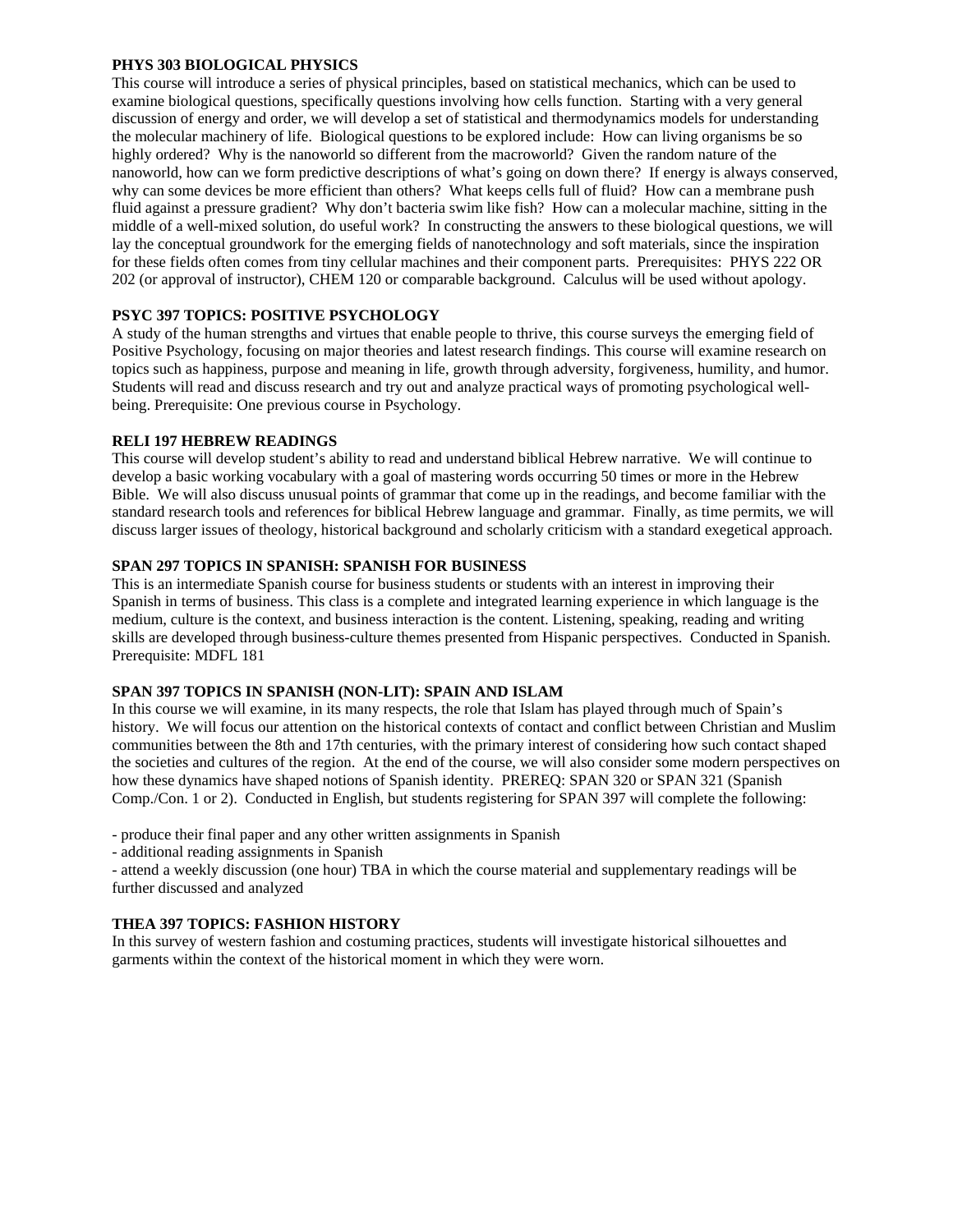**PHYS 303 BIOLOGICAL PHYSICS**
This course will introduce a series of physical principles, based on statistical mechanics, which can be used to examine biological questions, specifically questions involving how cells function. Starting with a very general discussion of energy and order, we will develop a set of statistical and thermodynamics models for understanding the molecular machinery of life. Biological questions to be explored include: How can living organisms be so highly ordered? Why is the nanoworld so different from the macroworld? Given the random nature of the nanoworld, how can we form predictive descriptions of what's going on down there? If energy is always conserved, why can some devices be more efficient than others? What keeps cells full of fluid? How can a membrane push fluid against a pressure gradient? Why don't bacteria swim like fish? How can a molecular machine, sitting in the middle of a well-mixed solution, do useful work? In constructing the answers to these biological questions, we will lay the conceptual groundwork for the emerging fields of nanotechnology and soft materials, since the inspiration for these fields often comes from tiny cellular machines and their component parts. Prerequisites: PHYS 222 OR 202 (or approval of instructor), CHEM 120 or comparable background. Calculus will be used without apology.

**PSYC 397 TOPICS: POSITIVE PSYCHOLOGY**
A study of the human strengths and virtues that enable people to thrive, this course surveys the emerging field of Positive Psychology, focusing on major theories and latest research findings. This course will examine research on topics such as happiness, purpose and meaning in life, growth through adversity, forgiveness, humility, and humor. Students will read and discuss research and try out and analyze practical ways of promoting psychological well-being. Prerequisite: One previous course in Psychology.

**RELI 197 HEBREW READINGS**
This course will develop student's ability to read and understand biblical Hebrew narrative. We will continue to develop a basic working vocabulary with a goal of mastering words occurring 50 times or more in the Hebrew Bible. We will also discuss unusual points of grammar that come up in the readings, and become familiar with the standard research tools and references for biblical Hebrew language and grammar. Finally, as time permits, we will discuss larger issues of theology, historical background and scholarly criticism with a standard exegetical approach.

**SPAN 297 TOPICS IN SPANISH: SPANISH FOR BUSINESS**
This is an intermediate Spanish course for business students or students with an interest in improving their Spanish in terms of business. This class is a complete and integrated learning experience in which language is the medium, culture is the context, and business interaction is the content. Listening, speaking, reading and writing skills are developed through business-culture themes presented from Hispanic perspectives. Conducted in Spanish. Prerequisite: MDFL 181

**SPAN 397 TOPICS IN SPANISH (NON-LIT): SPAIN AND ISLAM**
In this course we will examine, in its many respects, the role that Islam has played through much of Spain's history. We will focus our attention on the historical contexts of contact and conflict between Christian and Muslim communities between the 8th and 17th centuries, with the primary interest of considering how such contact shaped the societies and cultures of the region. At the end of the course, we will also consider some modern perspectives on how these dynamics have shaped notions of Spanish identity. PREREQ: SPAN 320 or SPAN 321 (Spanish Comp./Con. 1 or 2). Conducted in English, but students registering for SPAN 397 will complete the following:

- produce their final paper and any other written assignments in Spanish
- additional reading assignments in Spanish
- attend a weekly discussion (one hour) TBA in which the course material and supplementary readings will be further discussed and analyzed

**THEA 397 TOPICS: FASHION HISTORY**
In this survey of western fashion and costuming practices, students will investigate historical silhouettes and garments within the context of the historical moment in which they were worn.